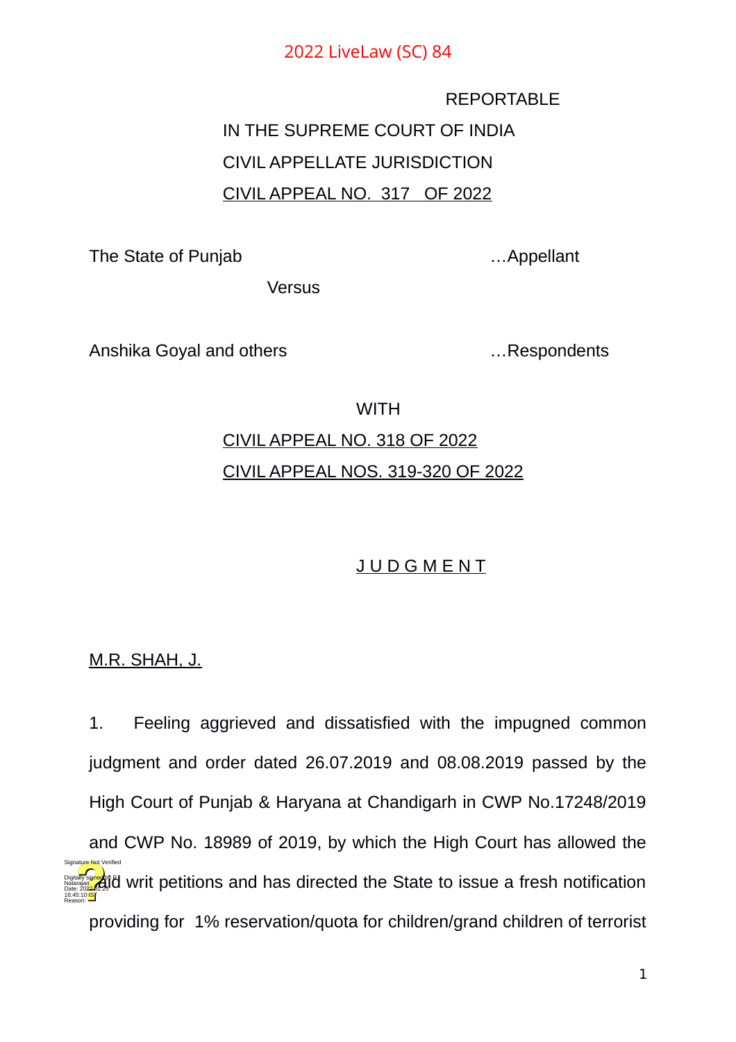2022 LiveLaw (SC) 84

REPORTABLE

IN THE SUPREME COURT OF INDIA

CIVIL APPELLATE JURISDICTION

CIVIL APPEAL NO. 317 OF 2022

The State of Punjab …Appellant

Versus

Anshika Goyal and others …Respondents

WITH

CIVIL APPEAL NO. 318 OF 2022

CIVIL APPEAL NOS. 319-320 OF 2022

J U D G M E N T

M.R. SHAH, J.

1. Feeling aggrieved and dissatisfied with the impugned common judgment and order dated 26.07.2019 and 08.08.2019 passed by the High Court of Punjab & Haryana at Chandigarh in CWP No.17248/2019 and CWP No. 18989 of 2019, by which the High Court has allowed the said writ petitions and has directed the State to issue a fresh notification providing for 1% reservation/quota for children/grand children of terrorist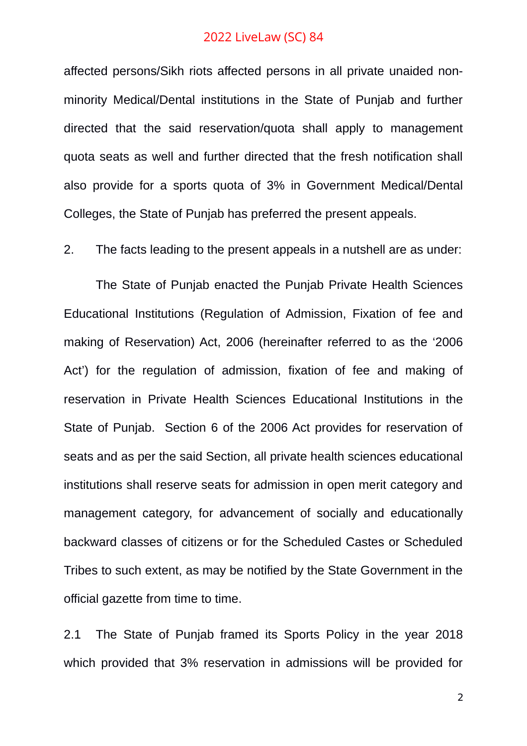affected persons/Sikh riots affected persons in all private unaided non-minority Medical/Dental institutions in the State of Punjab and further directed that the said reservation/quota shall apply to management quota seats as well and further directed that the fresh notification shall also provide for a sports quota of 3% in Government Medical/Dental Colleges, the State of Punjab has preferred the present appeals.

2. The facts leading to the present appeals in a nutshell are as under:

The State of Punjab enacted the Punjab Private Health Sciences Educational Institutions (Regulation of Admission, Fixation of fee and making of Reservation) Act, 2006 (hereinafter referred to as the '2006 Act') for the regulation of admission, fixation of fee and making of reservation in Private Health Sciences Educational Institutions in the State of Punjab. Section 6 of the 2006 Act provides for reservation of seats and as per the said Section, all private health sciences educational institutions shall reserve seats for admission in open merit category and management category, for advancement of socially and educationally backward classes of citizens or for the Scheduled Castes or Scheduled Tribes to such extent, as may be notified by the State Government in the official gazette from time to time.

2.1 The State of Punjab framed its Sports Policy in the year 2018 which provided that 3% reservation in admissions will be provided for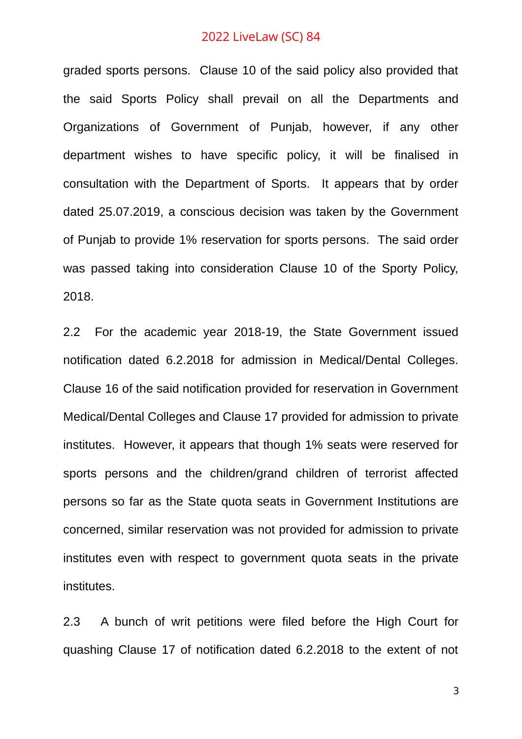graded sports persons. Clause 10 of the said policy also provided that the said Sports Policy shall prevail on all the Departments and Organizations of Government of Punjab, however, if any other department wishes to have specific policy, it will be finalised in consultation with the Department of Sports. It appears that by order dated 25.07.2019, a conscious decision was taken by the Government of Punjab to provide 1% reservation for sports persons. The said order was passed taking into consideration Clause 10 of the Sporty Policy, 2018.

2.2 For the academic year 2018-19, the State Government issued notification dated 6.2.2018 for admission in Medical/Dental Colleges. Clause 16 of the said notification provided for reservation in Government Medical/Dental Colleges and Clause 17 provided for admission to private institutes. However, it appears that though 1% seats were reserved for sports persons and the children/grand children of terrorist affected persons so far as the State quota seats in Government Institutions are concerned, similar reservation was not provided for admission to private institutes even with respect to government quota seats in the private institutes.

2.3 A bunch of writ petitions were filed before the High Court for quashing Clause 17 of notification dated 6.2.2018 to the extent of not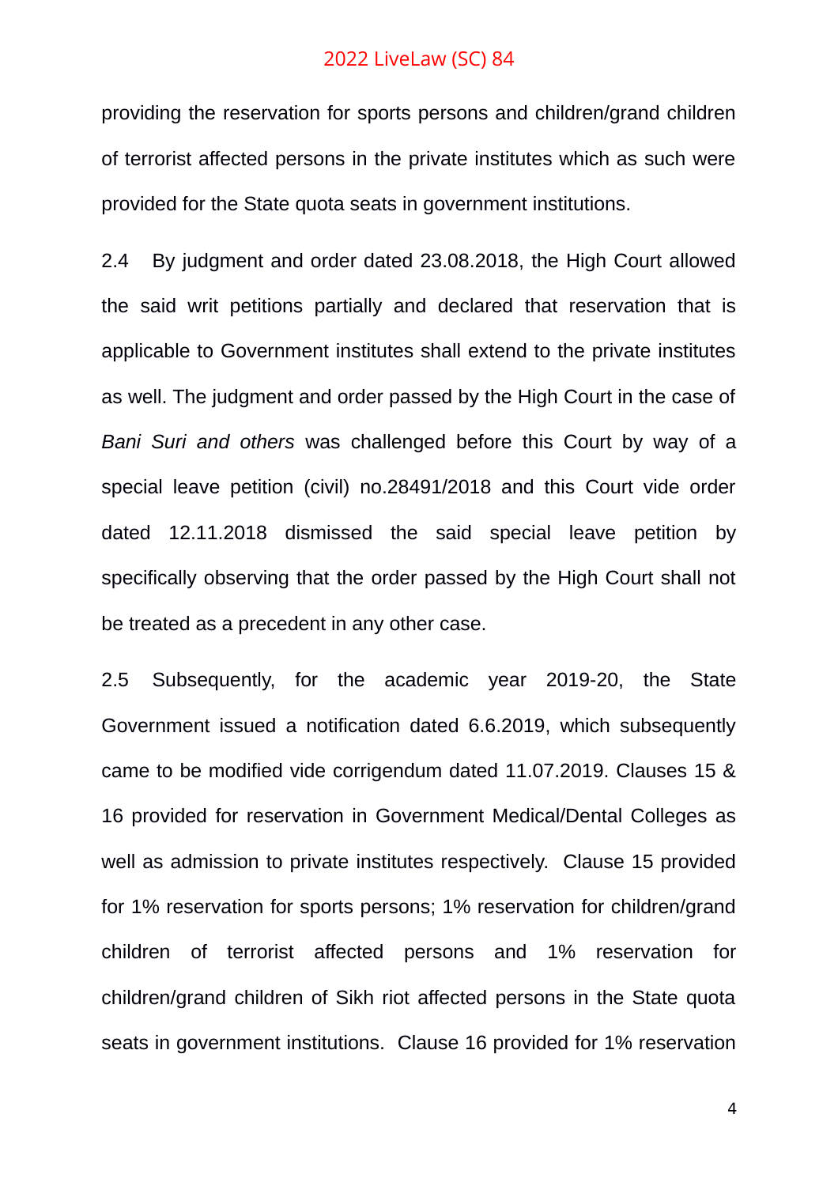providing the reservation for sports persons and children/grand children of terrorist affected persons in the private institutes which as such were provided for the State quota seats in government institutions.

2.4 By judgment and order dated 23.08.2018, the High Court allowed the said writ petitions partially and declared that reservation that is applicable to Government institutes shall extend to the private institutes as well. The judgment and order passed by the High Court in the case of *Bani Suri and others* was challenged before this Court by way of a special leave petition (civil) no.28491/2018 and this Court vide order dated 12.11.2018 dismissed the said special leave petition by specifically observing that the order passed by the High Court shall not be treated as a precedent in any other case.

2.5 Subsequently, for the academic year 2019-20, the State Government issued a notification dated 6.6.2019, which subsequently came to be modified vide corrigendum dated 11.07.2019. Clauses 15 & 16 provided for reservation in Government Medical/Dental Colleges as well as admission to private institutes respectively. Clause 15 provided for 1% reservation for sports persons; 1% reservation for children/grand children of terrorist affected persons and 1% reservation for children/grand children of Sikh riot affected persons in the State quota seats in government institutions. Clause 16 provided for 1% reservation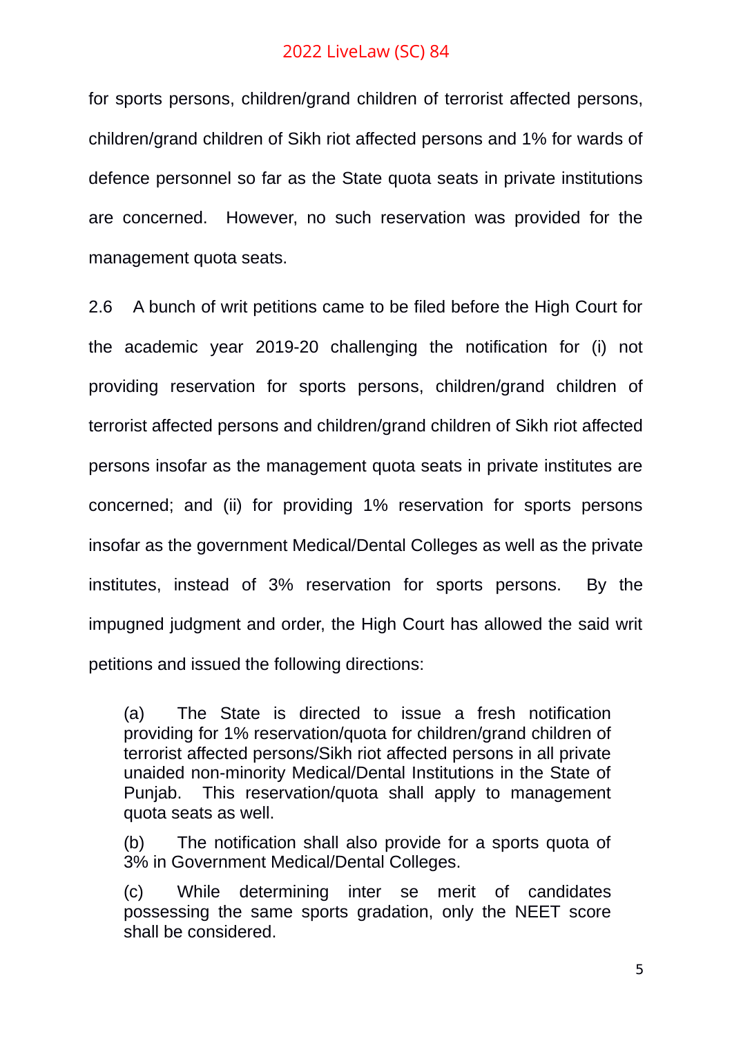for sports persons, children/grand children of terrorist affected persons, children/grand children of Sikh riot affected persons and 1% for wards of defence personnel so far as the State quota seats in private institutions are concerned. However, no such reservation was provided for the management quota seats.

2.6 A bunch of writ petitions came to be filed before the High Court for the academic year 2019-20 challenging the notification for (i) not providing reservation for sports persons, children/grand children of terrorist affected persons and children/grand children of Sikh riot affected persons insofar as the management quota seats in private institutes are concerned; and (ii) for providing 1% reservation for sports persons insofar as the government Medical/Dental Colleges as well as the private institutes, instead of 3% reservation for sports persons. By the impugned judgment and order, the High Court has allowed the said writ petitions and issued the following directions:

> (a) The State is directed to issue a fresh notification providing for 1% reservation/quota for children/grand children of terrorist affected persons/Sikh riot affected persons in all private unaided non-minority Medical/Dental Institutions in the State of Punjab. This reservation/quota shall apply to management quota seats as well.
>
> (b) The notification shall also provide for a sports quota of 3% in Government Medical/Dental Colleges.
>
> (c) While determining inter se merit of candidates possessing the same sports gradation, only the NEET score shall be considered.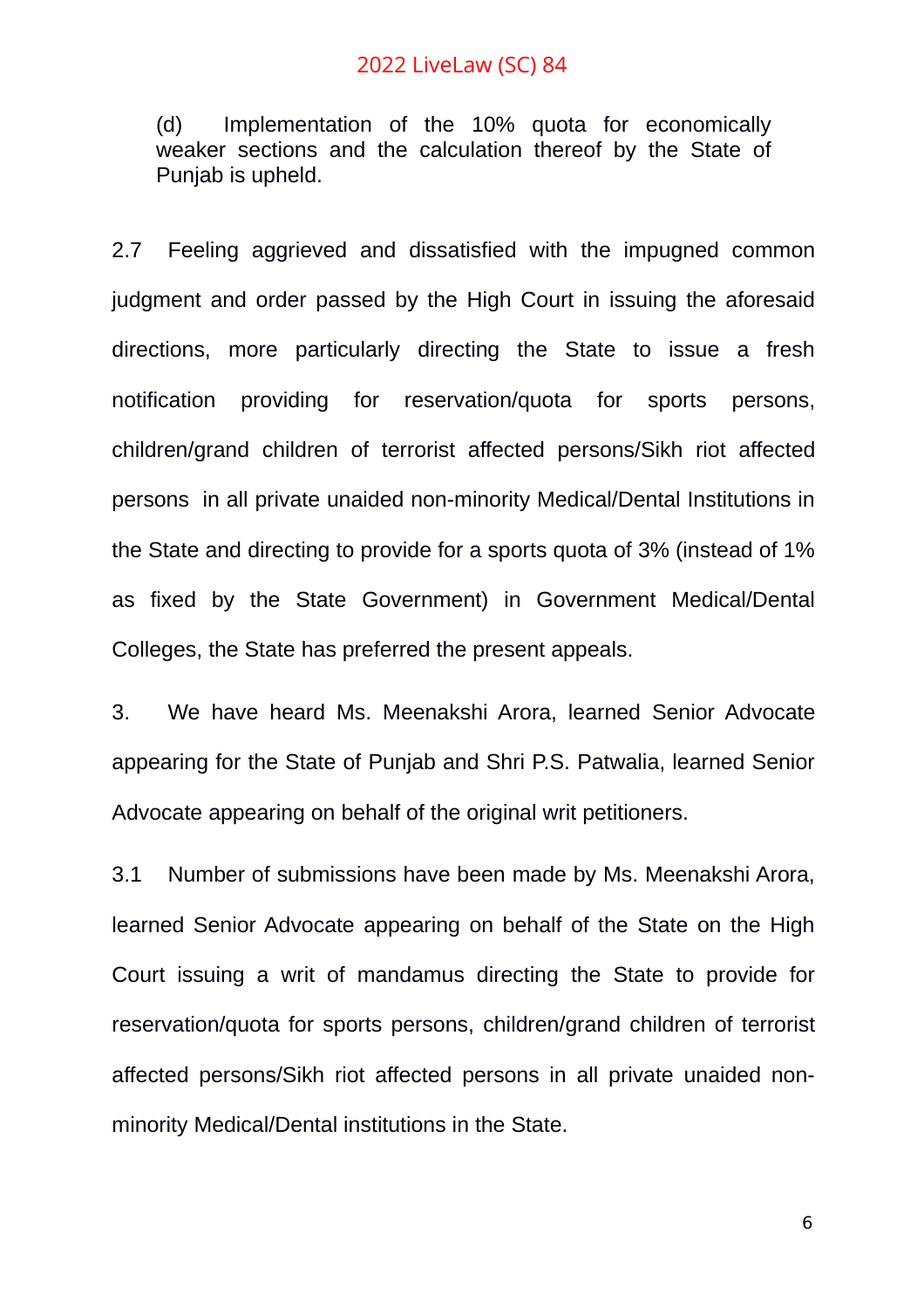(d) Implementation of the 10% quota for economically weaker sections and the calculation thereof by the State of Punjab is upheld.

2.7 Feeling aggrieved and dissatisfied with the impugned common judgment and order passed by the High Court in issuing the aforesaid directions, more particularly directing the State to issue a fresh notification providing for reservation/quota for sports persons, children/grand children of terrorist affected persons/Sikh riot affected persons in all private unaided non-minority Medical/Dental Institutions in the State and directing to provide for a sports quota of 3% (instead of 1% as fixed by the State Government) in Government Medical/Dental Colleges, the State has preferred the present appeals.

3. We have heard Ms. Meenakshi Arora, learned Senior Advocate appearing for the State of Punjab and Shri P.S. Patwalia, learned Senior Advocate appearing on behalf of the original writ petitioners.

3.1 Number of submissions have been made by Ms. Meenakshi Arora, learned Senior Advocate appearing on behalf of the State on the High Court issuing a writ of mandamus directing the State to provide for reservation/quota for sports persons, children/grand children of terrorist affected persons/Sikh riot affected persons in all private unaided non-minority Medical/Dental institutions in the State.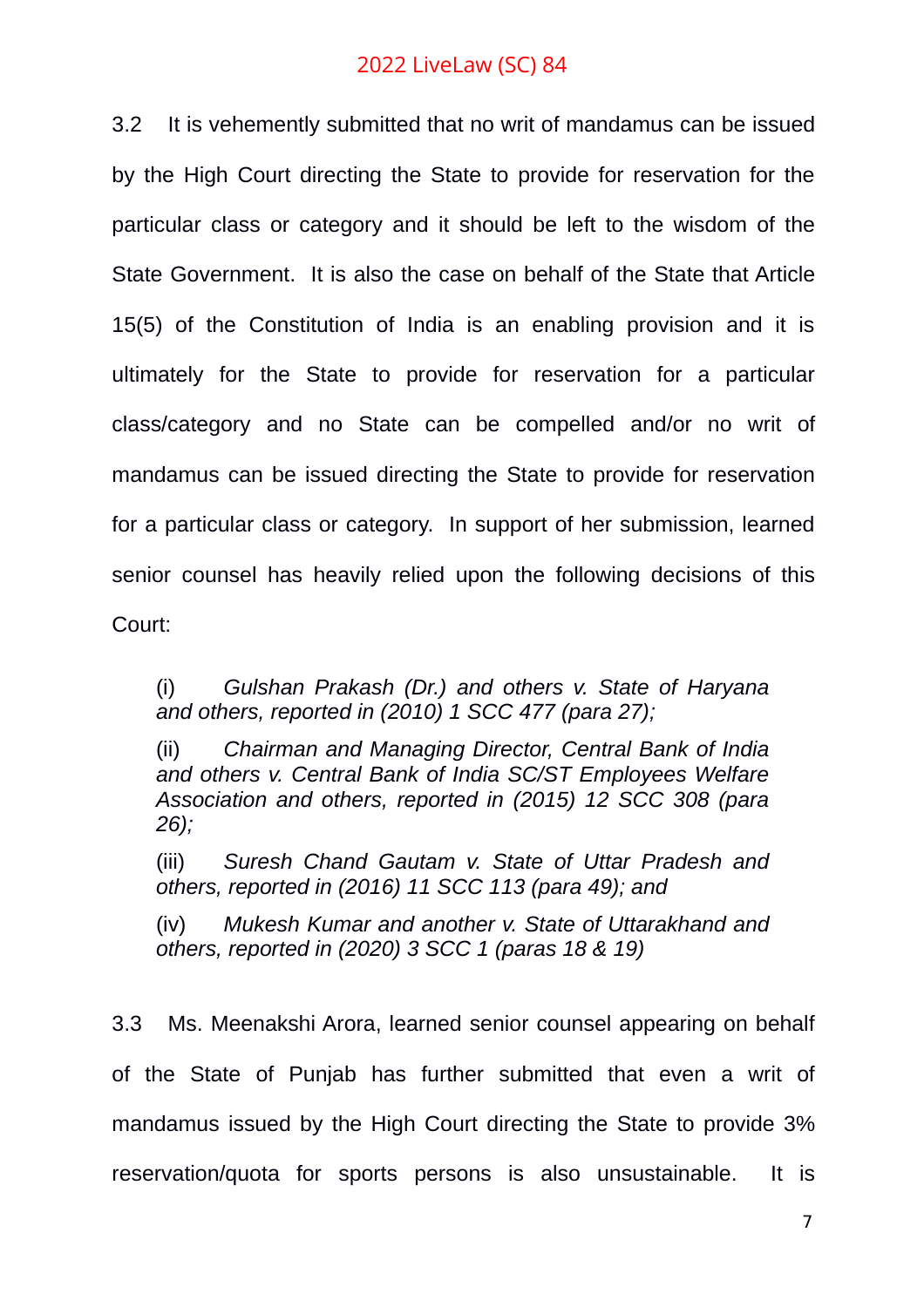3.2 It is vehemently submitted that no writ of mandamus can be issued by the High Court directing the State to provide for reservation for the particular class or category and it should be left to the wisdom of the State Government. It is also the case on behalf of the State that Article 15(5) of the Constitution of India is an enabling provision and it is ultimately for the State to provide for reservation for a particular class/category and no State can be compelled and/or no writ of mandamus can be issued directing the State to provide for reservation for a particular class or category. In support of her submission, learned senior counsel has heavily relied upon the following decisions of this Court:

> (i) *Gulshan Prakash (Dr.) and others v. State of Haryana and others, reported in (2010) 1 SCC 477 (para 27);*
>
> (ii) *Chairman and Managing Director, Central Bank of India and others v. Central Bank of India SC/ST Employees Welfare Association and others, reported in (2015) 12 SCC 308 (para 26);*
>
> (iii) *Suresh Chand Gautam v. State of Uttar Pradesh and others, reported in (2016) 11 SCC 113 (para 49); and*
>
> (iv) *Mukesh Kumar and another v. State of Uttarakhand and others, reported in (2020) 3 SCC 1 (paras 18 & 19)*

3.3 Ms. Meenakshi Arora, learned senior counsel appearing on behalf of the State of Punjab has further submitted that even a writ of mandamus issued by the High Court directing the State to provide 3% reservation/quota for sports persons is also unsustainable. It is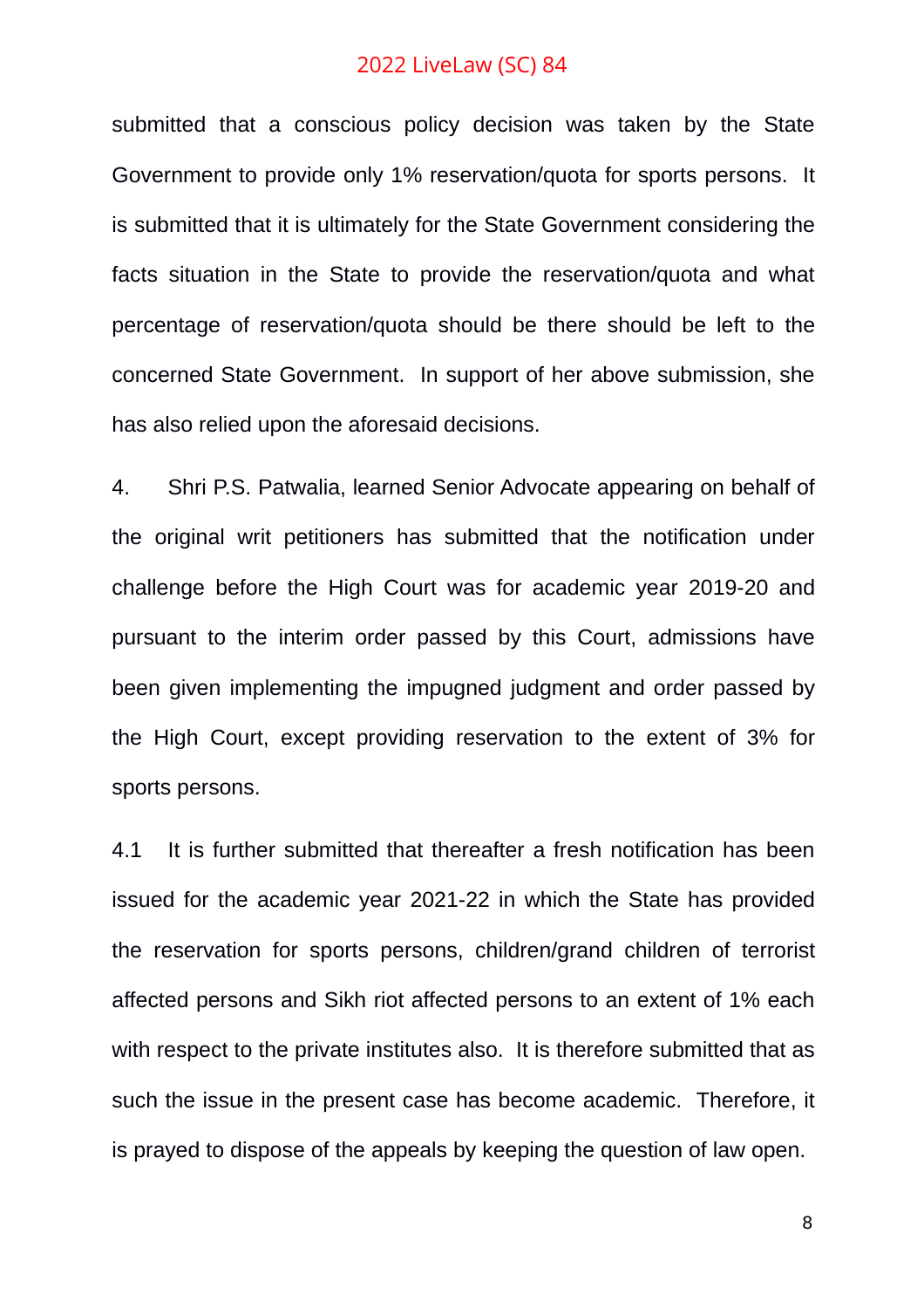submitted that a conscious policy decision was taken by the State Government to provide only 1% reservation/quota for sports persons. It is submitted that it is ultimately for the State Government considering the facts situation in the State to provide the reservation/quota and what percentage of reservation/quota should be there should be left to the concerned State Government. In support of her above submission, she has also relied upon the aforesaid decisions.

4. Shri P.S. Patwalia, learned Senior Advocate appearing on behalf of the original writ petitioners has submitted that the notification under challenge before the High Court was for academic year 2019-20 and pursuant to the interim order passed by this Court, admissions have been given implementing the impugned judgment and order passed by the High Court, except providing reservation to the extent of 3% for sports persons.

4.1 It is further submitted that thereafter a fresh notification has been issued for the academic year 2021-22 in which the State has provided the reservation for sports persons, children/grand children of terrorist affected persons and Sikh riot affected persons to an extent of 1% each with respect to the private institutes also. It is therefore submitted that as such the issue in the present case has become academic. Therefore, it is prayed to dispose of the appeals by keeping the question of law open.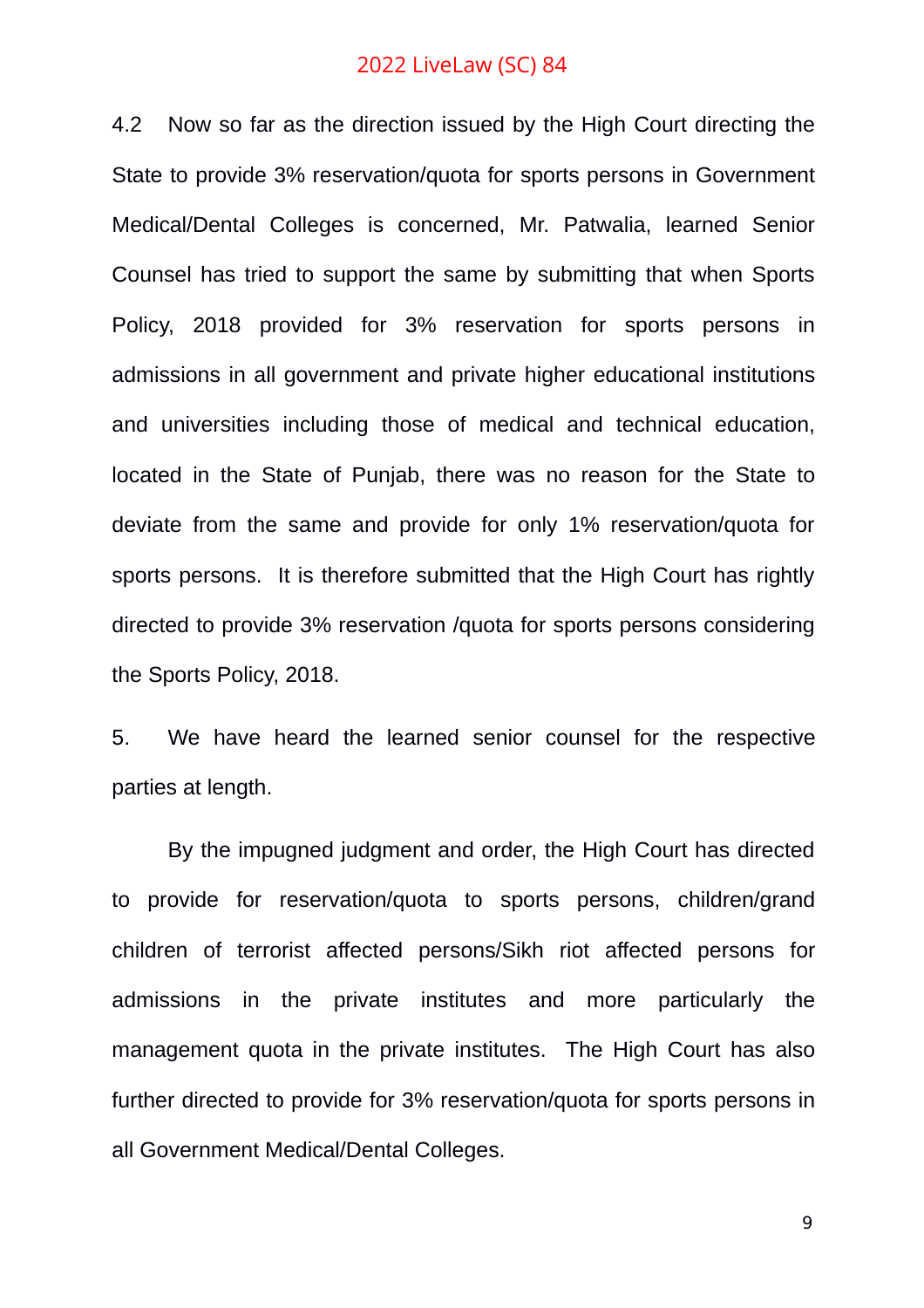4.2 Now so far as the direction issued by the High Court directing the State to provide 3% reservation/quota for sports persons in Government Medical/Dental Colleges is concerned, Mr. Patwalia, learned Senior Counsel has tried to support the same by submitting that when Sports Policy, 2018 provided for 3% reservation for sports persons in admissions in all government and private higher educational institutions and universities including those of medical and technical education, located in the State of Punjab, there was no reason for the State to deviate from the same and provide for only 1% reservation/quota for sports persons. It is therefore submitted that the High Court has rightly directed to provide 3% reservation /quota for sports persons considering the Sports Policy, 2018.

5. We have heard the learned senior counsel for the respective parties at length.

By the impugned judgment and order, the High Court has directed to provide for reservation/quota to sports persons, children/grand children of terrorist affected persons/Sikh riot affected persons for admissions in the private institutes and more particularly the management quota in the private institutes. The High Court has also further directed to provide for 3% reservation/quota for sports persons in all Government Medical/Dental Colleges.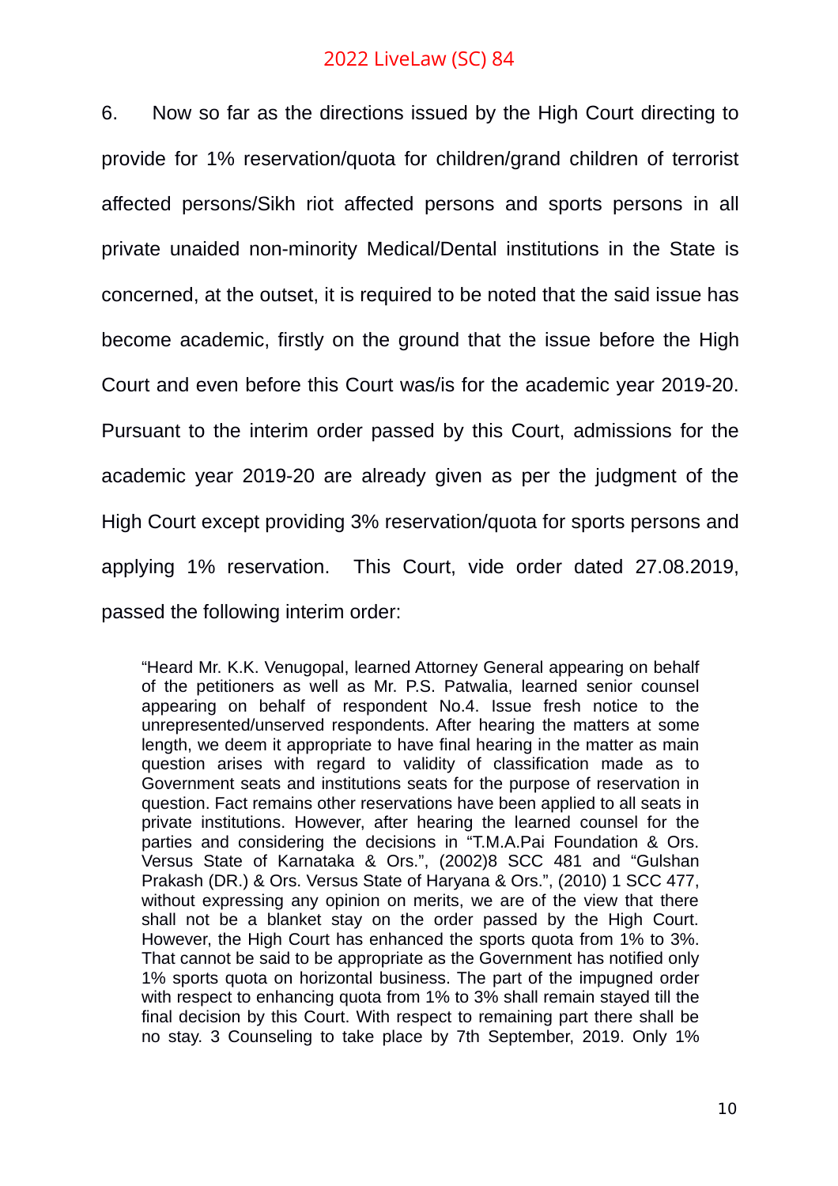6. Now so far as the directions issued by the High Court directing to provide for 1% reservation/quota for children/grand children of terrorist affected persons/Sikh riot affected persons and sports persons in all private unaided non-minority Medical/Dental institutions in the State is concerned, at the outset, it is required to be noted that the said issue has become academic, firstly on the ground that the issue before the High Court and even before this Court was/is for the academic year 2019-20. Pursuant to the interim order passed by this Court, admissions for the academic year 2019-20 are already given as per the judgment of the High Court except providing 3% reservation/quota for sports persons and applying 1% reservation. This Court, vide order dated 27.08.2019, passed the following interim order:

> "Heard Mr. K.K. Venugopal, learned Attorney General appearing on behalf of the petitioners as well as Mr. P.S. Patwalia, learned senior counsel appearing on behalf of respondent No.4. Issue fresh notice to the unrepresented/unserved respondents. After hearing the matters at some length, we deem it appropriate to have final hearing in the matter as main question arises with regard to validity of classification made as to Government seats and institutions seats for the purpose of reservation in question. Fact remains other reservations have been applied to all seats in private institutions. However, after hearing the learned counsel for the parties and considering the decisions in "T.M.A.Pai Foundation & Ors. Versus State of Karnataka & Ors.", (2002)8 SCC 481 and "Gulshan Prakash (DR.) & Ors. Versus State of Haryana & Ors.", (2010) 1 SCC 477, without expressing any opinion on merits, we are of the view that there shall not be a blanket stay on the order passed by the High Court. However, the High Court has enhanced the sports quota from 1% to 3%. That cannot be said to be appropriate as the Government has notified only 1% sports quota on horizontal business. The part of the impugned order with respect to enhancing quota from 1% to 3% shall remain stayed till the final decision by this Court. With respect to remaining part there shall be no stay. 3 Counseling to take place by 7th September, 2019. Only 1%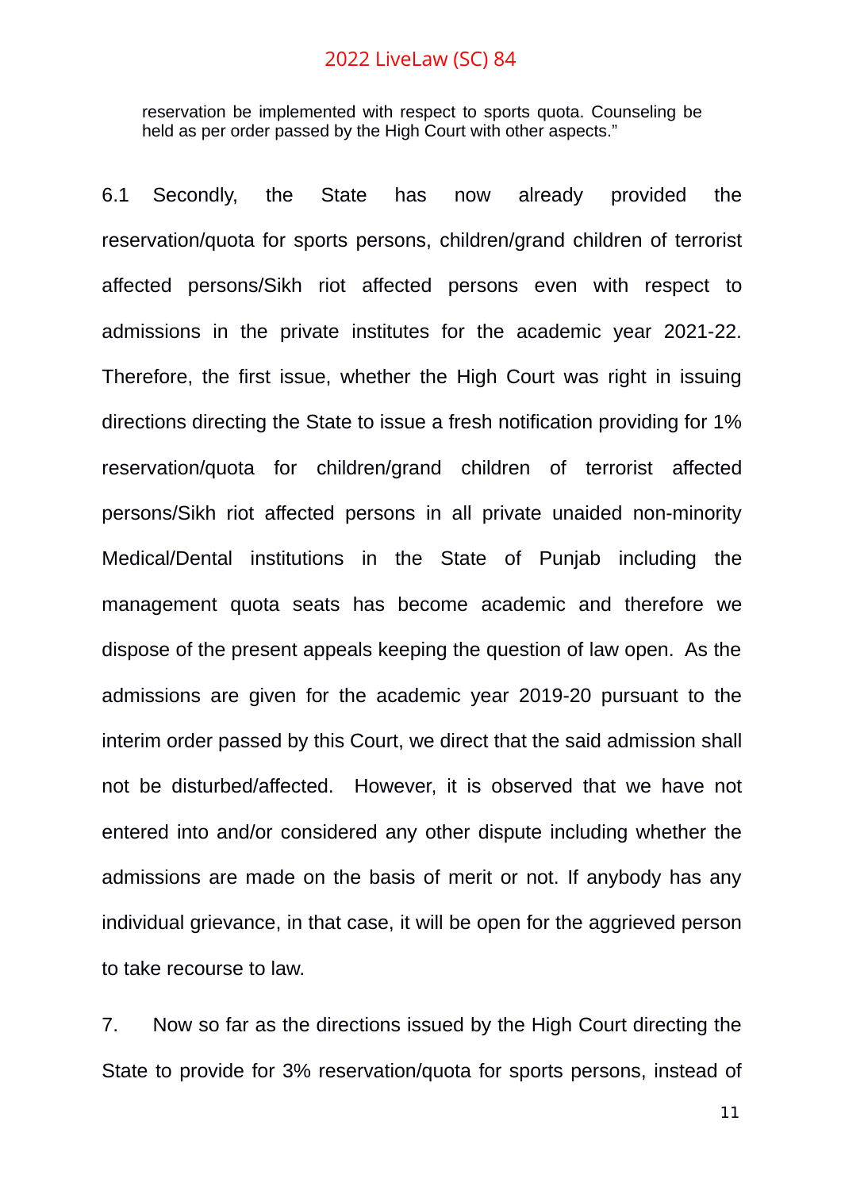reservation be implemented with respect to sports quota. Counseling be held as per order passed by the High Court with other aspects."

6.1 Secondly, the State has now already provided the reservation/quota for sports persons, children/grand children of terrorist affected persons/Sikh riot affected persons even with respect to admissions in the private institutes for the academic year 2021-22. Therefore, the first issue, whether the High Court was right in issuing directions directing the State to issue a fresh notification providing for 1% reservation/quota for children/grand children of terrorist affected persons/Sikh riot affected persons in all private unaided non-minority Medical/Dental institutions in the State of Punjab including the management quota seats has become academic and therefore we dispose of the present appeals keeping the question of law open. As the admissions are given for the academic year 2019-20 pursuant to the interim order passed by this Court, we direct that the said admission shall not be disturbed/affected. However, it is observed that we have not entered into and/or considered any other dispute including whether the admissions are made on the basis of merit or not. If anybody has any individual grievance, in that case, it will be open for the aggrieved person to take recourse to law.

7. Now so far as the directions issued by the High Court directing the State to provide for 3% reservation/quota for sports persons, instead of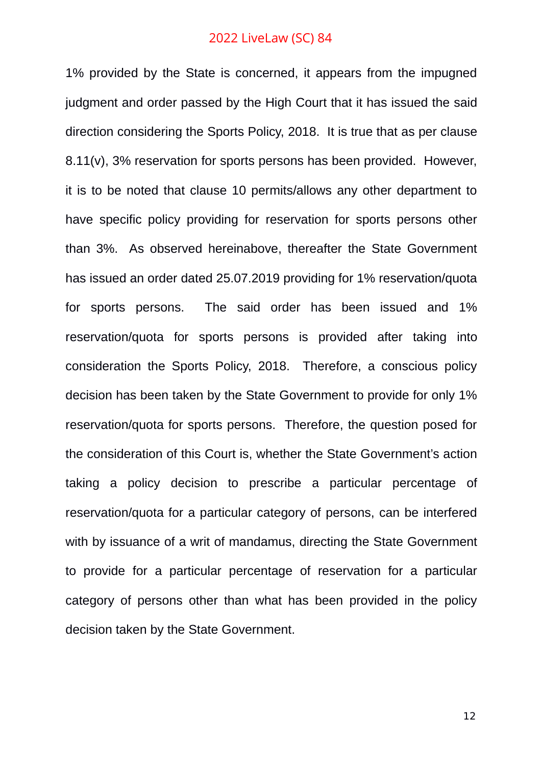1% provided by the State is concerned, it appears from the impugned judgment and order passed by the High Court that it has issued the said direction considering the Sports Policy, 2018. It is true that as per clause 8.11(v), 3% reservation for sports persons has been provided. However, it is to be noted that clause 10 permits/allows any other department to have specific policy providing for reservation for sports persons other than 3%. As observed hereinabove, thereafter the State Government has issued an order dated 25.07.2019 providing for 1% reservation/quota for sports persons. The said order has been issued and 1% reservation/quota for sports persons is provided after taking into consideration the Sports Policy, 2018. Therefore, a conscious policy decision has been taken by the State Government to provide for only 1% reservation/quota for sports persons. Therefore, the question posed for the consideration of this Court is, whether the State Government's action taking a policy decision to prescribe a particular percentage of reservation/quota for a particular category of persons, can be interfered with by issuance of a writ of mandamus, directing the State Government to provide for a particular percentage of reservation for a particular category of persons other than what has been provided in the policy decision taken by the State Government.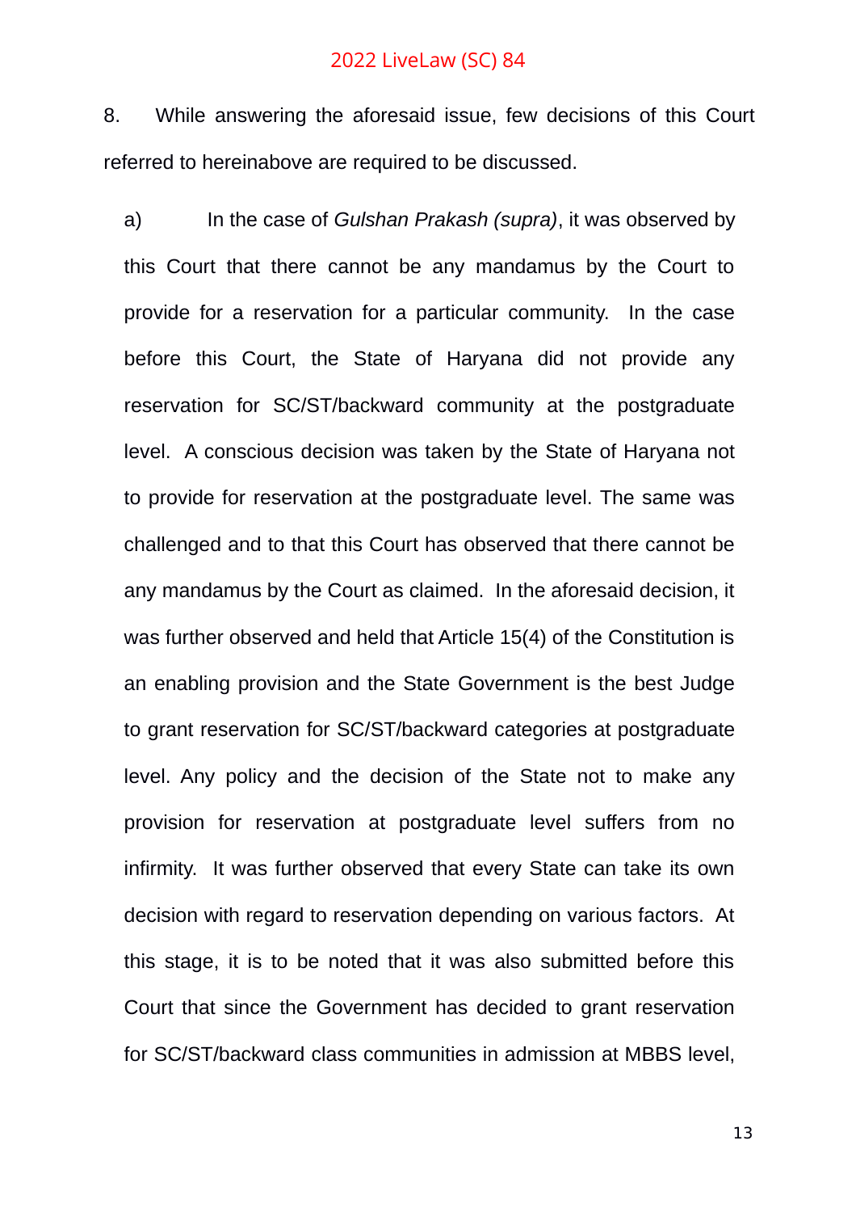8. While answering the aforesaid issue, few decisions of this Court referred to hereinabove are required to be discussed.

a) In the case of *Gulshan Prakash (supra)*, it was observed by this Court that there cannot be any mandamus by the Court to provide for a reservation for a particular community. In the case before this Court, the State of Haryana did not provide any reservation for SC/ST/backward community at the postgraduate level. A conscious decision was taken by the State of Haryana not to provide for reservation at the postgraduate level. The same was challenged and to that this Court has observed that there cannot be any mandamus by the Court as claimed. In the aforesaid decision, it was further observed and held that Article 15(4) of the Constitution is an enabling provision and the State Government is the best Judge to grant reservation for SC/ST/backward categories at postgraduate level. Any policy and the decision of the State not to make any provision for reservation at postgraduate level suffers from no infirmity. It was further observed that every State can take its own decision with regard to reservation depending on various factors. At this stage, it is to be noted that it was also submitted before this Court that since the Government has decided to grant reservation for SC/ST/backward class communities in admission at MBBS level,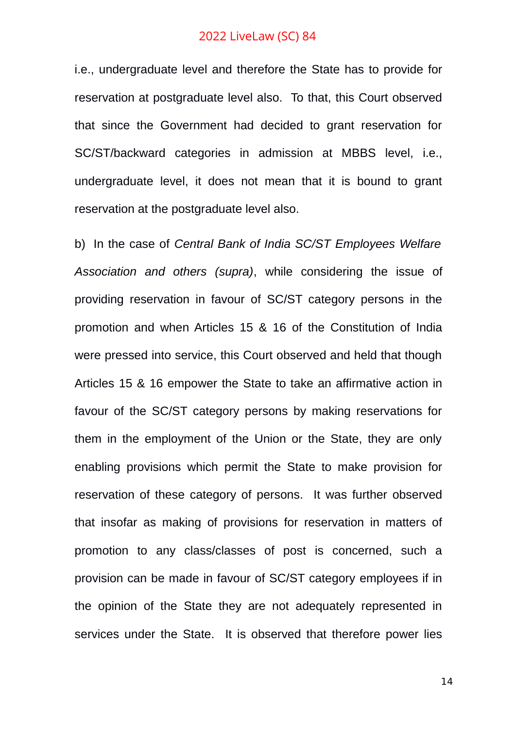i.e., undergraduate level and therefore the State has to provide for reservation at postgraduate level also. To that, this Court observed that since the Government had decided to grant reservation for SC/ST/backward categories in admission at MBBS level, i.e., undergraduate level, it does not mean that it is bound to grant reservation at the postgraduate level also.

b) In the case of *Central Bank of India SC/ST Employees Welfare Association and others (supra)*, while considering the issue of providing reservation in favour of SC/ST category persons in the promotion and when Articles 15 & 16 of the Constitution of India were pressed into service, this Court observed and held that though Articles 15 & 16 empower the State to take an affirmative action in favour of the SC/ST category persons by making reservations for them in the employment of the Union or the State, they are only enabling provisions which permit the State to make provision for reservation of these category of persons. It was further observed that insofar as making of provisions for reservation in matters of promotion to any class/classes of post is concerned, such a provision can be made in favour of SC/ST category employees if in the opinion of the State they are not adequately represented in services under the State. It is observed that therefore power lies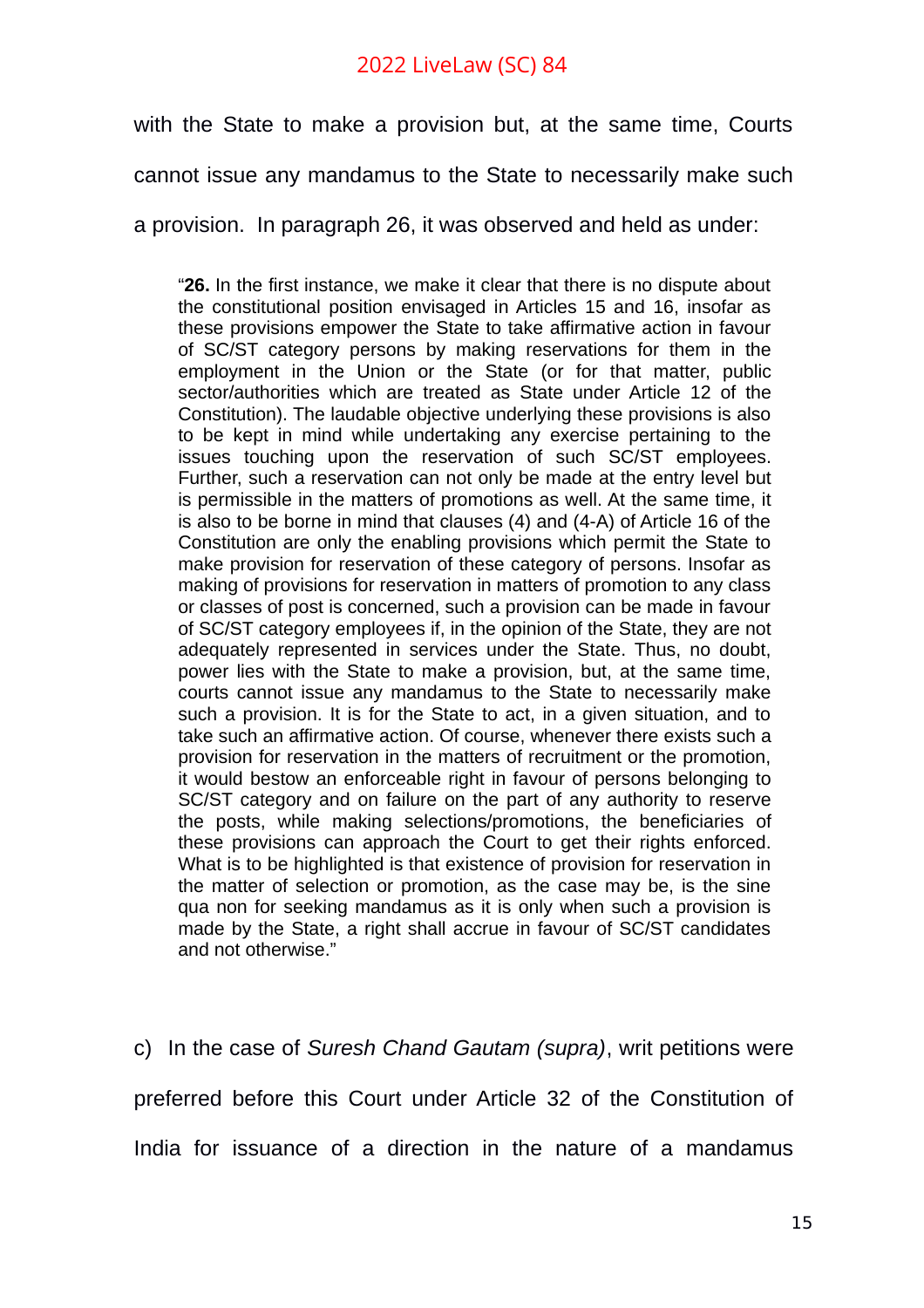with the State to make a provision but, at the same time, Courts cannot issue any mandamus to the State to necessarily make such a provision. In paragraph 26, it was observed and held as under:

> "**26.** In the first instance, we make it clear that there is no dispute about the constitutional position envisaged in Articles 15 and 16, insofar as these provisions empower the State to take affirmative action in favour of SC/ST category persons by making reservations for them in the employment in the Union or the State (or for that matter, public sector/authorities which are treated as State under Article 12 of the Constitution). The laudable objective underlying these provisions is also to be kept in mind while undertaking any exercise pertaining to the issues touching upon the reservation of such SC/ST employees. Further, such a reservation can not only be made at the entry level but is permissible in the matters of promotions as well. At the same time, it is also to be borne in mind that clauses (4) and (4-A) of Article 16 of the Constitution are only the enabling provisions which permit the State to make provision for reservation of these category of persons. Insofar as making of provisions for reservation in matters of promotion to any class or classes of post is concerned, such a provision can be made in favour of SC/ST category employees if, in the opinion of the State, they are not adequately represented in services under the State. Thus, no doubt, power lies with the State to make a provision, but, at the same time, courts cannot issue any mandamus to the State to necessarily make such a provision. It is for the State to act, in a given situation, and to take such an affirmative action. Of course, whenever there exists such a provision for reservation in the matters of recruitment or the promotion, it would bestow an enforceable right in favour of persons belonging to SC/ST category and on failure on the part of any authority to reserve the posts, while making selections/promotions, the beneficiaries of these provisions can approach the Court to get their rights enforced. What is to be highlighted is that existence of provision for reservation in the matter of selection or promotion, as the case may be, is the sine qua non for seeking mandamus as it is only when such a provision is made by the State, a right shall accrue in favour of SC/ST candidates and not otherwise."

c) In the case of *Suresh Chand Gautam (supra)*, writ petitions were preferred before this Court under Article 32 of the Constitution of India for issuance of a direction in the nature of a mandamus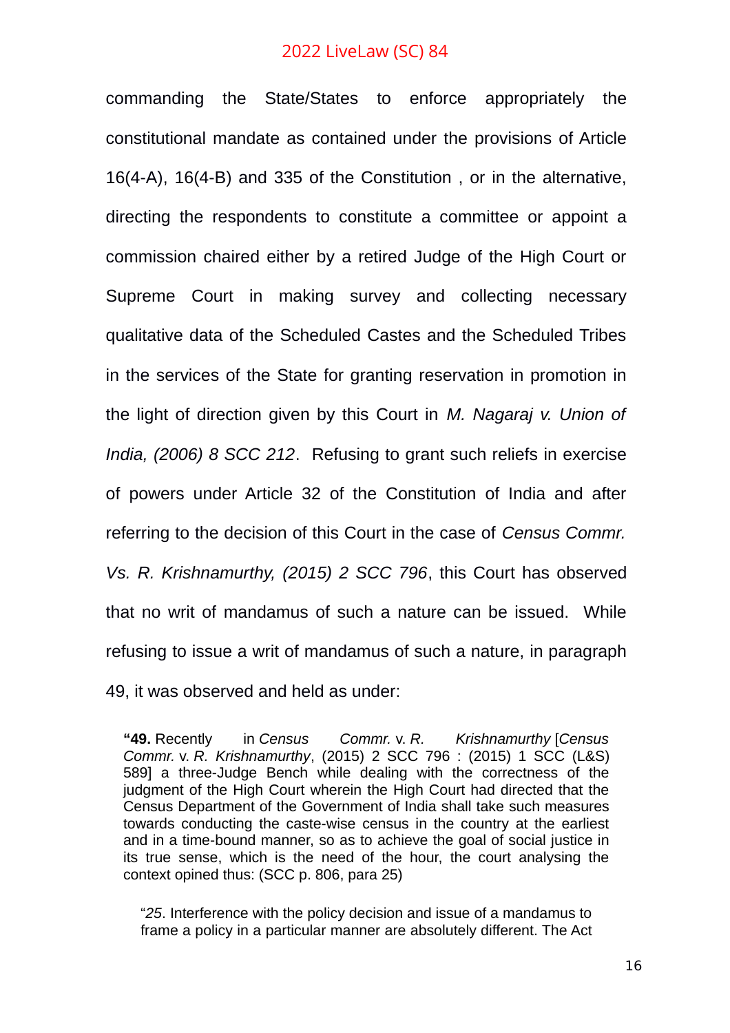commanding the State/States to enforce appropriately the constitutional mandate as contained under the provisions of Article 16(4-A), 16(4-B) and 335 of the Constitution , or in the alternative, directing the respondents to constitute a committee or appoint a commission chaired either by a retired Judge of the High Court or Supreme Court in making survey and collecting necessary qualitative data of the Scheduled Castes and the Scheduled Tribes in the services of the State for granting reservation in promotion in the light of direction given by this Court in *M. Nagaraj v. Union of India, (2006) 8 SCC 212*. Refusing to grant such reliefs in exercise of powers under Article 32 of the Constitution of India and after referring to the decision of this Court in the case of *Census Commr. Vs. R. Krishnamurthy, (2015) 2 SCC 796*, this Court has observed that no writ of mandamus of such a nature can be issued. While refusing to issue a writ of mandamus of such a nature, in paragraph 49, it was observed and held as under:

> "**49.** Recently in *Census Commr.* v. *R. Krishnamurthy* [*Census Commr.* v. *R. Krishnamurthy*, (2015) 2 SCC 796 : (2015) 1 SCC (L&S) 589] a three-Judge Bench while dealing with the correctness of the judgment of the High Court wherein the High Court had directed that the Census Department of the Government of India shall take such measures towards conducting the caste-wise census in the country at the earliest and in a time-bound manner, so as to achieve the goal of social justice in its true sense, which is the need of the hour, the court analysing the context opined thus: (SCC p. 806, para 25)
>
> > "*25*. Interference with the policy decision and issue of a mandamus to frame a policy in a particular manner are absolutely different. The Act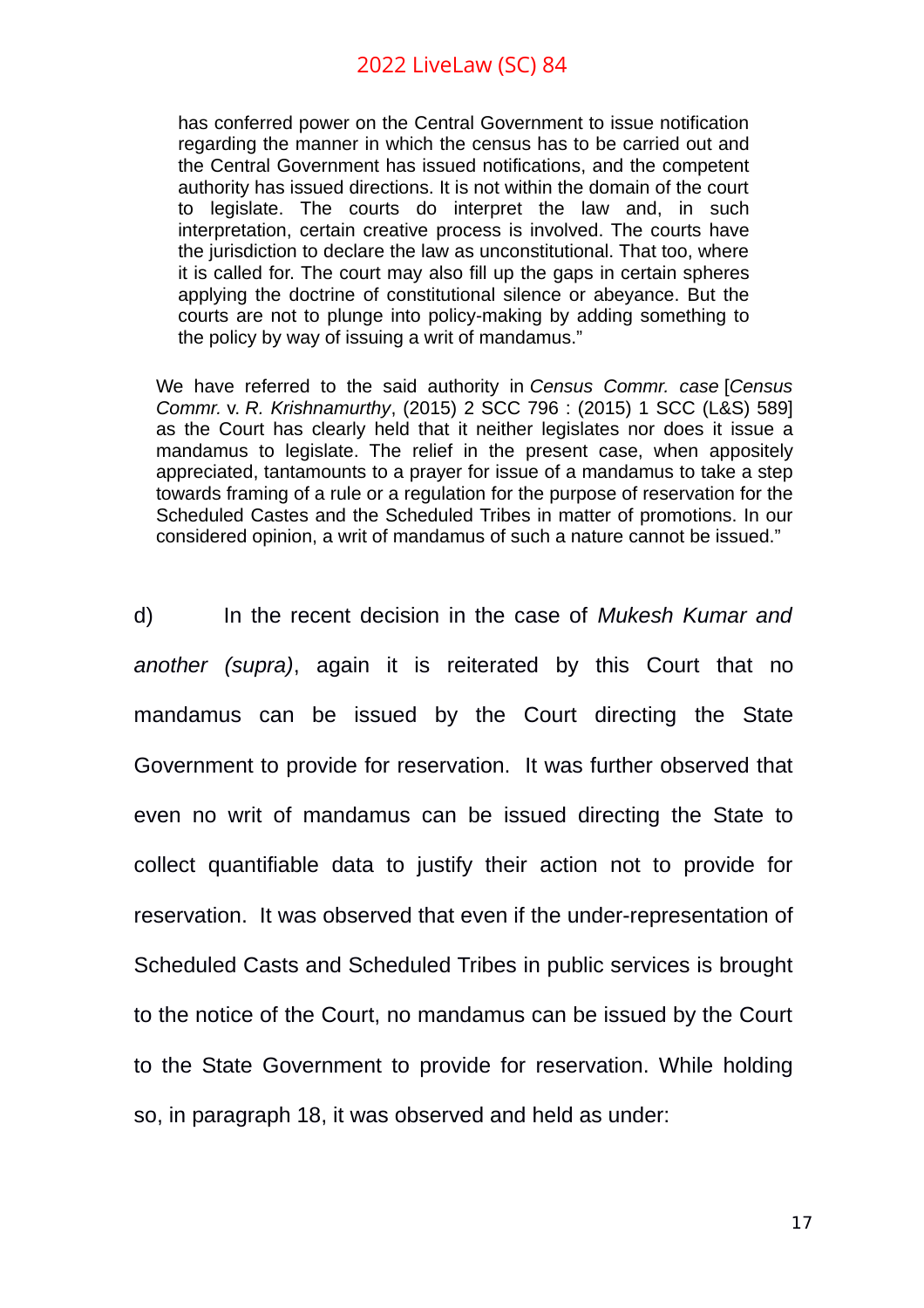> has conferred power on the Central Government to issue notification regarding the manner in which the census has to be carried out and the Central Government has issued notifications, and the competent authority has issued directions. It is not within the domain of the court to legislate. The courts do interpret the law and, in such interpretation, certain creative process is involved. The courts have the jurisdiction to declare the law as unconstitutional. That too, where it is called for. The court may also fill up the gaps in certain spheres applying the doctrine of constitutional silence or abeyance. But the courts are not to plunge into policy-making by adding something to the policy by way of issuing a writ of mandamus."

> We have referred to the said authority in *Census Commr. case* [*Census Commr.* v. *R. Krishnamurthy*, (2015) 2 SCC 796 : (2015) 1 SCC (L&S) 589] as the Court has clearly held that it neither legislates nor does it issue a mandamus to legislate. The relief in the present case, when appositely appreciated, tantamounts to a prayer for issue of a mandamus to take a step towards framing of a rule or a regulation for the purpose of reservation for the Scheduled Castes and the Scheduled Tribes in matter of promotions. In our considered opinion, a writ of mandamus of such a nature cannot be issued."

d) In the recent decision in the case of *Mukesh Kumar and another (supra)*, again it is reiterated by this Court that no mandamus can be issued by the Court directing the State Government to provide for reservation. It was further observed that even no writ of mandamus can be issued directing the State to collect quantifiable data to justify their action not to provide for reservation. It was observed that even if the under-representation of Scheduled Casts and Scheduled Tribes in public services is brought to the notice of the Court, no mandamus can be issued by the Court to the State Government to provide for reservation. While holding so, in paragraph 18, it was observed and held as under: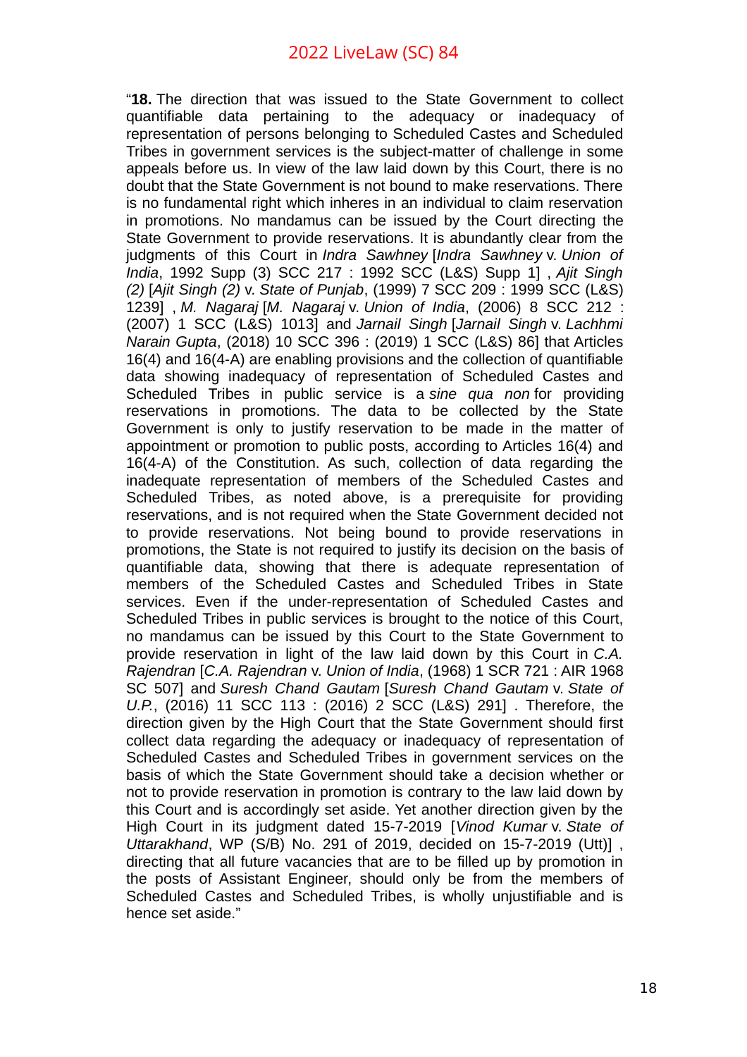"**18.** The direction that was issued to the State Government to collect quantifiable data pertaining to the adequacy or inadequacy of representation of persons belonging to Scheduled Castes and Scheduled Tribes in government services is the subject-matter of challenge in some appeals before us. In view of the law laid down by this Court, there is no doubt that the State Government is not bound to make reservations. There is no fundamental right which inheres in an individual to claim reservation in promotions. No mandamus can be issued by the Court directing the State Government to provide reservations. It is abundantly clear from the judgments of this Court in *Indra Sawhney* [*Indra Sawhney* v. *Union of India*, 1992 Supp (3) SCC 217 : 1992 SCC (L&S) Supp 1] , *Ajit Singh (2)* [*Ajit Singh (2)* v. *State of Punjab*, (1999) 7 SCC 209 : 1999 SCC (L&S) 1239] , *M. Nagaraj* [*M. Nagaraj* v. *Union of India*, (2006) 8 SCC 212 : (2007) 1 SCC (L&S) 1013] and *Jarnail Singh* [*Jarnail Singh* v. *Lachhmi Narain Gupta*, (2018) 10 SCC 396 : (2019) 1 SCC (L&S) 86] that Articles 16(4) and 16(4-A) are enabling provisions and the collection of quantifiable data showing inadequacy of representation of Scheduled Castes and Scheduled Tribes in public service is a *sine qua non* for providing reservations in promotions. The data to be collected by the State Government is only to justify reservation to be made in the matter of appointment or promotion to public posts, according to Articles 16(4) and 16(4-A) of the Constitution. As such, collection of data regarding the inadequate representation of members of the Scheduled Castes and Scheduled Tribes, as noted above, is a prerequisite for providing reservations, and is not required when the State Government decided not to provide reservations. Not being bound to provide reservations in promotions, the State is not required to justify its decision on the basis of quantifiable data, showing that there is adequate representation of members of the Scheduled Castes and Scheduled Tribes in State services. Even if the under-representation of Scheduled Castes and Scheduled Tribes in public services is brought to the notice of this Court, no mandamus can be issued by this Court to the State Government to provide reservation in light of the law laid down by this Court in *C.A. Rajendran* [*C.A. Rajendran* v. *Union of India*, (1968) 1 SCR 721 : AIR 1968 SC 507] and *Suresh Chand Gautam* [*Suresh Chand Gautam* v. *State of U.P.*, (2016) 11 SCC 113 : (2016) 2 SCC (L&S) 291] . Therefore, the direction given by the High Court that the State Government should first collect data regarding the adequacy or inadequacy of representation of Scheduled Castes and Scheduled Tribes in government services on the basis of which the State Government should take a decision whether or not to provide reservation in promotion is contrary to the law laid down by this Court and is accordingly set aside. Yet another direction given by the High Court in its judgment dated 15-7-2019 [*Vinod Kumar* v. *State of Uttarakhand*, WP (S/B) No. 291 of 2019, decided on 15-7-2019 (Utt)] , directing that all future vacancies that are to be filled up by promotion in the posts of Assistant Engineer, should only be from the members of Scheduled Castes and Scheduled Tribes, is wholly unjustifiable and is hence set aside."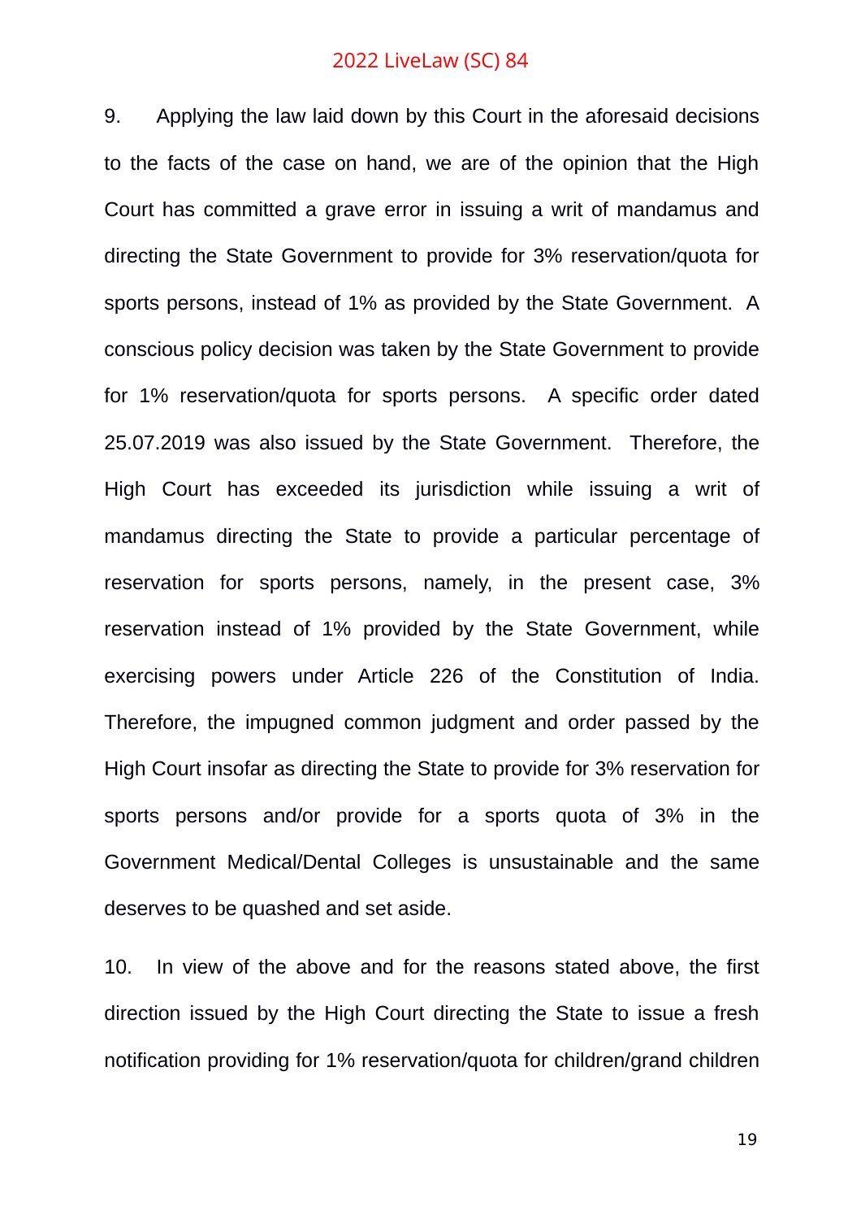9. Applying the law laid down by this Court in the aforesaid decisions to the facts of the case on hand, we are of the opinion that the High Court has committed a grave error in issuing a writ of mandamus and directing the State Government to provide for 3% reservation/quota for sports persons, instead of 1% as provided by the State Government. A conscious policy decision was taken by the State Government to provide for 1% reservation/quota for sports persons. A specific order dated 25.07.2019 was also issued by the State Government. Therefore, the High Court has exceeded its jurisdiction while issuing a writ of mandamus directing the State to provide a particular percentage of reservation for sports persons, namely, in the present case, 3% reservation instead of 1% provided by the State Government, while exercising powers under Article 226 of the Constitution of India. Therefore, the impugned common judgment and order passed by the High Court insofar as directing the State to provide for 3% reservation for sports persons and/or provide for a sports quota of 3% in the Government Medical/Dental Colleges is unsustainable and the same deserves to be quashed and set aside.

10. In view of the above and for the reasons stated above, the first direction issued by the High Court directing the State to issue a fresh notification providing for 1% reservation/quota for children/grand children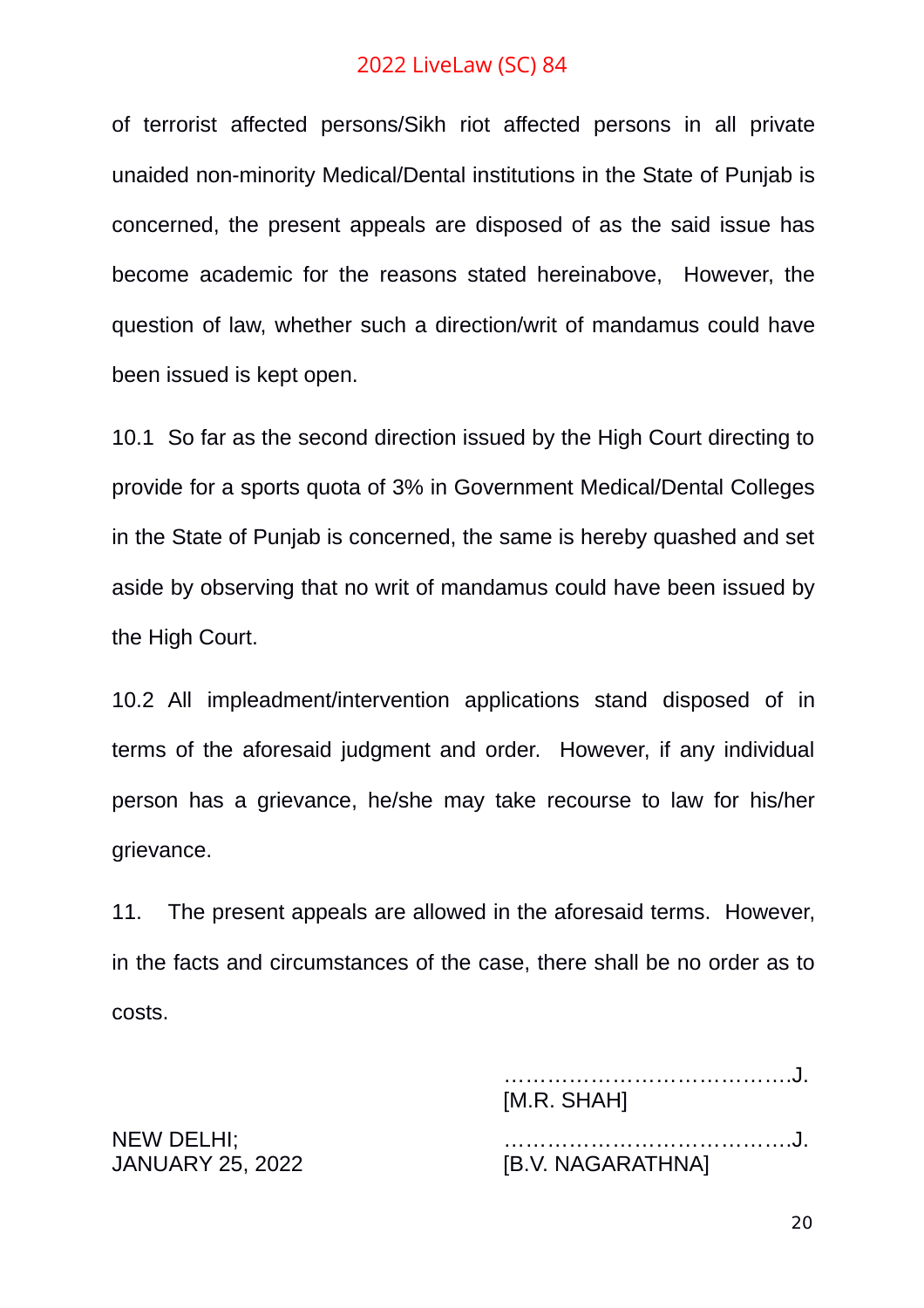of terrorist affected persons/Sikh riot affected persons in all private unaided non-minority Medical/Dental institutions in the State of Punjab is concerned, the present appeals are disposed of as the said issue has become academic for the reasons stated hereinabove, However, the question of law, whether such a direction/writ of mandamus could have been issued is kept open.

10.1 So far as the second direction issued by the High Court directing to provide for a sports quota of 3% in Government Medical/Dental Colleges in the State of Punjab is concerned, the same is hereby quashed and set aside by observing that no writ of mandamus could have been issued by the High Court.

10.2 All impleadment/intervention applications stand disposed of in terms of the aforesaid judgment and order. However, if any individual person has a grievance, he/she may take recourse to law for his/her grievance.

11. The present appeals are allowed in the aforesaid terms. However, in the facts and circumstances of the case, there shall be no order as to costs.

………………………………….J.
[M.R. SHAH]

NEW DELHI;
JANUARY 25, 2022

………………………………….J.
[B.V. NAGARATHNA]